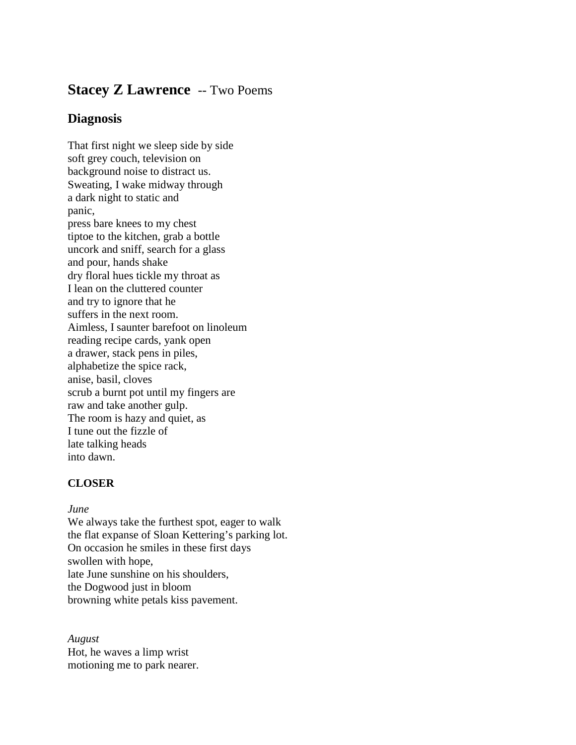# **Stacey Z Lawrence** -- Two Poems

## Diagnosis

That first night we sleep side by side  
soft grey couch, television on  
background noise to distract us.  
Sweating, I wake midway through  
a dark night to static and  
panic,  
press bare knees to my chest  
tiptoe to the kitchen, grab a bottle  
uncork and sniff, search for a glass  
and pour, hands shake  
dry floral hues tickle my throat as  
I lean on the cluttered counter  
and try to ignore that he  
suffers in the next room.  
Aimless, I saunter barefoot on linoleum  
reading recipe cards, yank open  
a drawer, stack pens in piles,  
alphabetize the spice rack,  
anise, basil, cloves  
scrub a burnt pot until my fingers are  
raw and take another gulp.  
The room is hazy and quiet, as  
I tune out the fizzle of  
late talking heads  
into dawn.

### CLOSER

*June*  
We always take the furthest spot, eager to walk  
the flat expanse of Sloan Kettering's parking lot.  
On occasion he smiles in these first days  
swollen with hope,  
late June sunshine on his shoulders,  
the Dogwood just in bloom  
browning white petals kiss pavement.

*August*  
Hot, he waves a limp wrist  
motioning me to park nearer.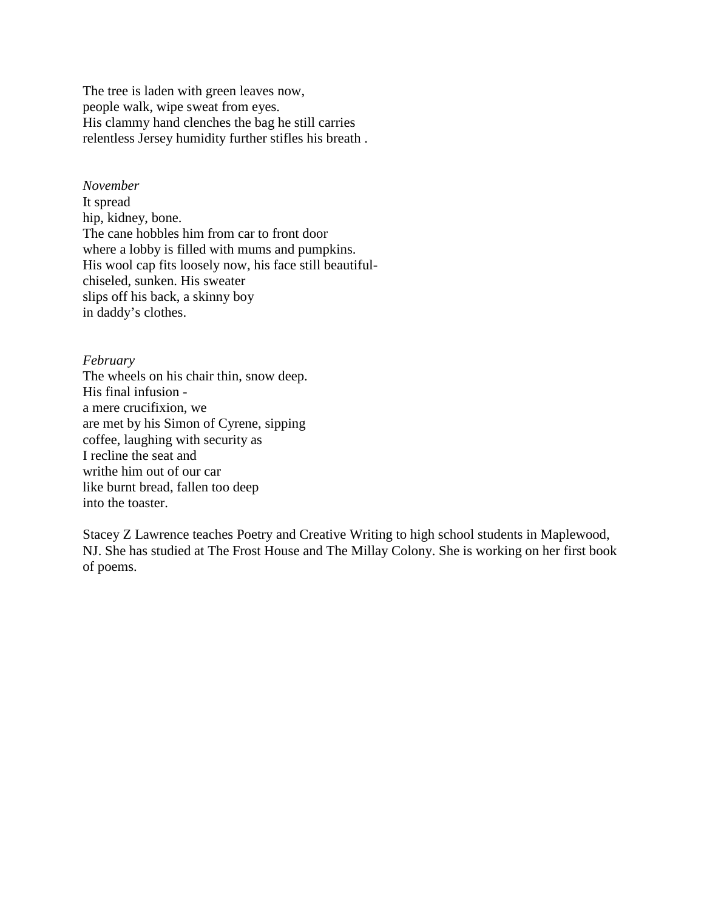The tree is laden with green leaves now,  
people walk, wipe sweat from eyes.  
His clammy hand clenches the bag he still carries  
relentless Jersey humidity further stifles his breath .

*November*  
It spread  
hip, kidney, bone.  
The cane hobbles him from car to front door  
where a lobby is filled with mums and pumpkins.  
His wool cap fits loosely now, his face still beautiful-  
chiseled, sunken. His sweater  
slips off his back, a skinny boy  
in daddy's clothes.

*February*  
The wheels on his chair thin, snow deep.  
His final infusion -  
a mere crucifixion, we  
are met by his Simon of Cyrene, sipping  
coffee, laughing with security as  
I recline the seat and  
writhe him out of our car  
like burnt bread, fallen too deep  
into the toaster.

Stacey Z Lawrence teaches Poetry and Creative Writing to high school students in Maplewood, NJ. She has studied at The Frost House and The Millay Colony. She is working on her first book of poems.